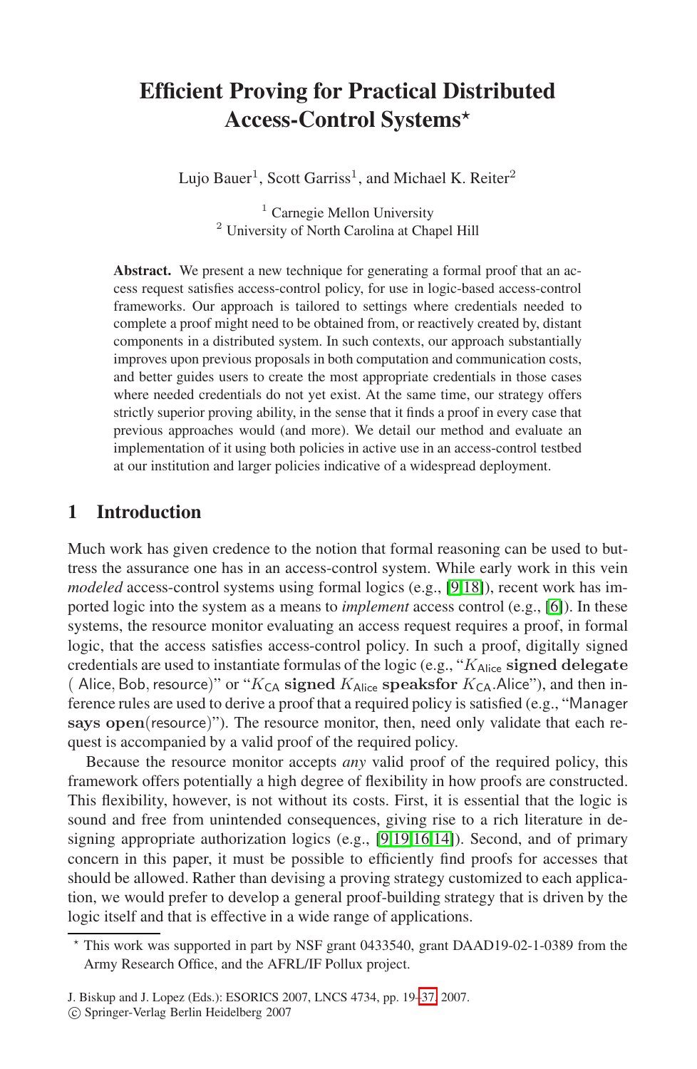# Efficient Proving for Practical Distributed Access-Control Systems*

Lujo Bauer[1], Scott Garriss[1], and Michael K. Reiter[2]

[1] Carnegie Mellon University
[2] University of North Carolina at Chapel Hill

**Abstract.** We present a new technique for generating a formal proof that an access request satisfies access-control policy, for use in logic-based access-control frameworks. Our approach is tailored to settings where credentials needed to complete a proof might need to be obtained from, or reactively created by, distant components in a distributed system. In such contexts, our approach substantially improves upon previous proposals in both computation and communication costs, and better guides users to create the most appropriate credentials in those cases where needed credentials do not yet exist. At the same time, our strategy offers strictly superior proving ability, in the sense that it finds a proof in every case that previous approaches would (and more). We detail our method and evaluate an implementation of it using both policies in active use in an access-control testbed at our institution and larger policies indicative of a widespread deployment.

## 1 Introduction

Much work has given credence to the notion that formal reasoning can be used to buttress the assurance one has in an access-control system. While early work in this vein *modeled* access-control systems using formal logics (e.g., [9,18]), recent work has imported logic into the system as a means to *implement* access control (e.g., [6]). In these systems, the resource monitor evaluating an access request requires a proof, in formal logic, that the access satisfies access-control policy. In such a proof, digitally signed credentials are used to instantiate formulas of the logic (e.g., "$K_{\mathsf{Alice}}$ **signed delegate** ( Alice, Bob, resource)" or "$K_{\mathsf{CA}}$ **signed** $K_{\mathsf{Alice}}$ **speaksfor** $K_{\mathsf{CA}}$.Alice"), and then inference rules are used to derive a proof that a required policy is satisfied (e.g., "Manager **says open**(resource)"). The resource monitor, then, need only validate that each request is accompanied by a valid proof of the required policy.

Because the resource monitor accepts *any* valid proof of the required policy, this framework offers potentially a high degree of flexibility in how proofs are constructed. This flexibility, however, is not without its costs. First, it is essential that the logic is sound and free from unintended consequences, giving rise to a rich literature in designing appropriate authorization logics (e.g., [9,19,16,14]). Second, and of primary concern in this paper, it must be possible to efficiently find proofs for accesses that should be allowed. Rather than devising a proving strategy customized to each application, we would prefer to develop a general proof-building strategy that is driven by the logic itself and that is effective in a wide range of applications.

---

* This work was supported in part by NSF grant 0433540, grant DAAD19-02-1-0389 from the Army Research Office, and the AFRL/IF Pollux project.

J. Biskup and J. Lopez (Eds.): ESORICS 2007, LNCS 4734, pp. 19–37, 2007.
© Springer-Verlag Berlin Heidelberg 2007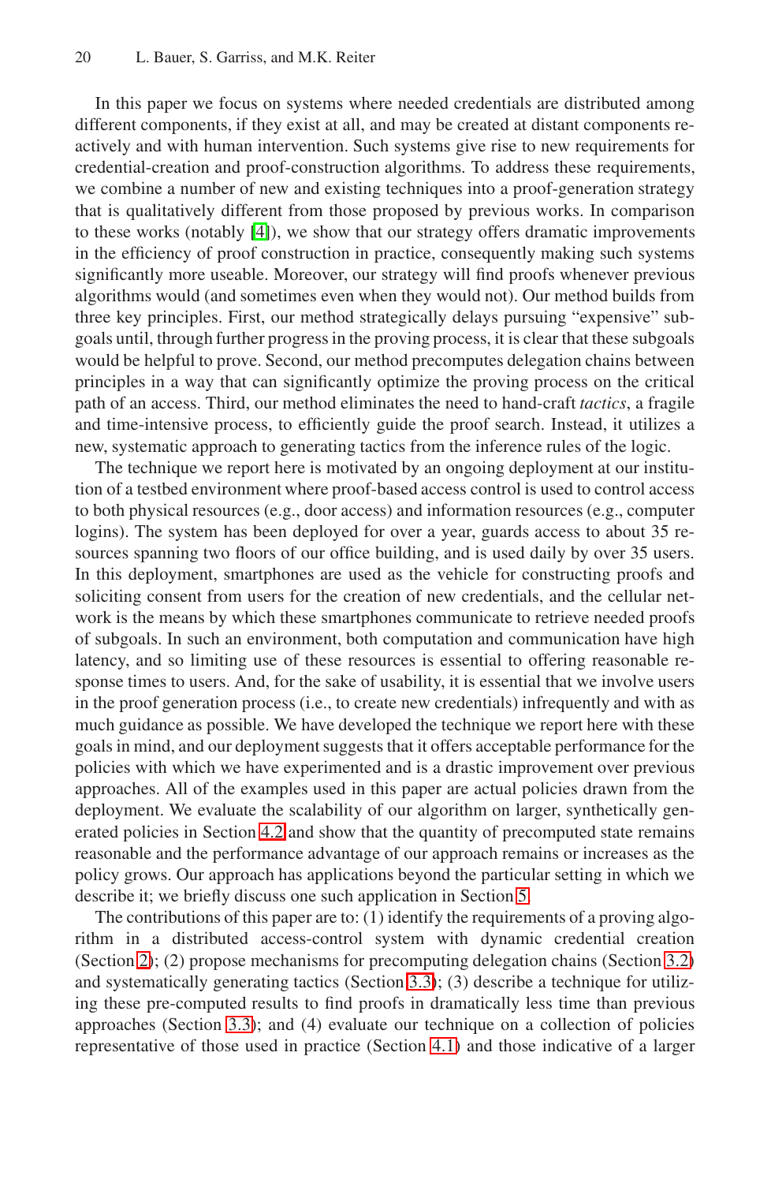In this paper we focus on systems where needed credentials are distributed among different components, if they exist at all, and may be created at distant components reactively and with human intervention. Such systems give rise to new requirements for credential-creation and proof-construction algorithms. To address these requirements, we combine a number of new and existing techniques into a proof-generation strategy that is qualitatively different from those proposed by previous works. In comparison to these works (notably [4]), we show that our strategy offers dramatic improvements in the efficiency of proof construction in practice, consequently making such systems significantly more useable. Moreover, our strategy will find proofs whenever previous algorithms would (and sometimes even when they would not). Our method builds from three key principles. First, our method strategically delays pursuing "expensive" subgoals until, through further progress in the proving process, it is clear that these subgoals would be helpful to prove. Second, our method precomputes delegation chains between principles in a way that can significantly optimize the proving process on the critical path of an access. Third, our method eliminates the need to hand-craft *tactics*, a fragile and time-intensive process, to efficiently guide the proof search. Instead, it utilizes a new, systematic approach to generating tactics from the inference rules of the logic.

The technique we report here is motivated by an ongoing deployment at our institution of a testbed environment where proof-based access control is used to control access to both physical resources (e.g., door access) and information resources (e.g., computer logins). The system has been deployed for over a year, guards access to about 35 resources spanning two floors of our office building, and is used daily by over 35 users. In this deployment, smartphones are used as the vehicle for constructing proofs and soliciting consent from users for the creation of new credentials, and the cellular network is the means by which these smartphones communicate to retrieve needed proofs of subgoals. In such an environment, both computation and communication have high latency, and so limiting use of these resources is essential to offering reasonable response times to users. And, for the sake of usability, it is essential that we involve users in the proof generation process (i.e., to create new credentials) infrequently and with as much guidance as possible. We have developed the technique we report here with these goals in mind, and our deployment suggests that it offers acceptable performance for the policies with which we have experimented and is a drastic improvement over previous approaches. All of the examples used in this paper are actual policies drawn from the deployment. We evaluate the scalability of our algorithm on larger, synthetically generated policies in Section 4.2 and show that the quantity of precomputed state remains reasonable and the performance advantage of our approach remains or increases as the policy grows. Our approach has applications beyond the particular setting in which we describe it; we briefly discuss one such application in Section 5.

The contributions of this paper are to: (1) identify the requirements of a proving algorithm in a distributed access-control system with dynamic credential creation (Section 2); (2) propose mechanisms for precomputing delegation chains (Section 3.2) and systematically generating tactics (Section 3.3); (3) describe a technique for utilizing these pre-computed results to find proofs in dramatically less time than previous approaches (Section 3.3); and (4) evaluate our technique on a collection of policies representative of those used in practice (Section 4.1) and those indicative of a larger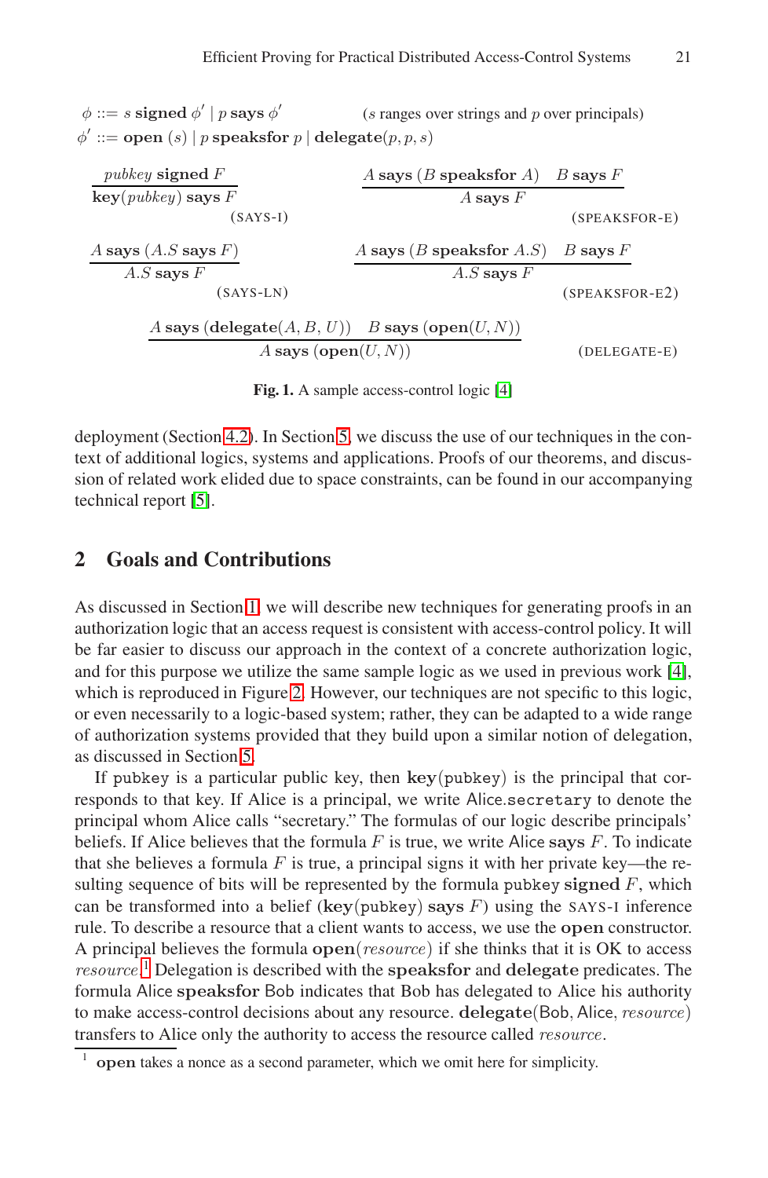$$\phi ::= s \textbf{ signed } \phi' \mid p \textbf{ says } \phi' \qquad \text{($s$ ranges over strings and $p$ over principals)}$$

$$\phi' ::= \textbf{open}\ (s) \mid p \textbf{ speaksfor } p \mid \textbf{delegate}(p, p, s)$$

$$\frac{pubkey \textbf{ signed } F}{\textbf{key}(pubkey) \textbf{ says } F}\ \text{(SAYS-I)} \qquad \frac{A \textbf{ says } (B \textbf{ speaksfor } A) \quad B \textbf{ says } F}{A \textbf{ says } F}\ \text{(SPEAKSFOR-E)}$$

$$\frac{A \textbf{ says } (A.S \textbf{ says } F)}{A.S \textbf{ says } F}\ \text{(SAYS-LN)} \qquad \frac{A \textbf{ says } (B \textbf{ speaksfor } A.S) \quad B \textbf{ says } F}{A.S \textbf{ says } F}\ \text{(SPEAKSFOR-E2)}$$

$$\frac{A \textbf{ says } (\textbf{delegate}(A, B, U)) \quad B \textbf{ says } (\textbf{open}(U, N))}{A \textbf{ says } (\textbf{open}(U, N))}\ \text{(DELEGATE-E)}$$

**Fig. 1.** A sample access-control logic [4]

deployment (Section 4.2). In Section 5, we discuss the use of our techniques in the context of additional logics, systems and applications. Proofs of our theorems, and discussion of related work elided due to space constraints, can be found in our accompanying technical report [5].

## 2 Goals and Contributions

As discussed in Section 1, we will describe new techniques for generating proofs in an authorization logic that an access request is consistent with access-control policy. It will be far easier to discuss our approach in the context of a concrete authorization logic, and for this purpose we utilize the same sample logic as we used in previous work [4], which is reproduced in Figure 2. However, our techniques are not specific to this logic, or even necessarily to a logic-based system; rather, they can be adapted to a wide range of authorization systems provided that they build upon a similar notion of delegation, as discussed in Section 5.

If `pubkey` is a particular public key, then $\textbf{key}(\texttt{pubkey})$ is the principal that corresponds to that key. If Alice is a principal, we write Alice.`secretary` to denote the principal whom Alice calls "secretary." The formulas of our logic describe principals' beliefs. If Alice believes that the formula $F$ is true, we write Alice **says** $F$. To indicate that she believes a formula $F$ is true, a principal signs it with her private key—the resulting sequence of bits will be represented by the formula `pubkey` **signed** $F$, which can be transformed into a belief ($\textbf{key}(\texttt{pubkey})$ **says** $F$) using the SAYS-I inference rule. To describe a resource that a client wants to access, we use the **open** constructor. A principal believes the formula $\textbf{open}(resource)$ if she thinks that it is OK to access *resource*.[1] Delegation is described with the **speaksfor** and **delegate** predicates. The formula Alice **speaksfor** Bob indicates that Bob has delegated to Alice his authority to make access-control decisions about any resource. $\textbf{delegate}(\text{Bob}, \text{Alice}, resource)$ transfers to Alice only the authority to access the resource called *resource*.

[1] **open** takes a nonce as a second parameter, which we omit here for simplicity.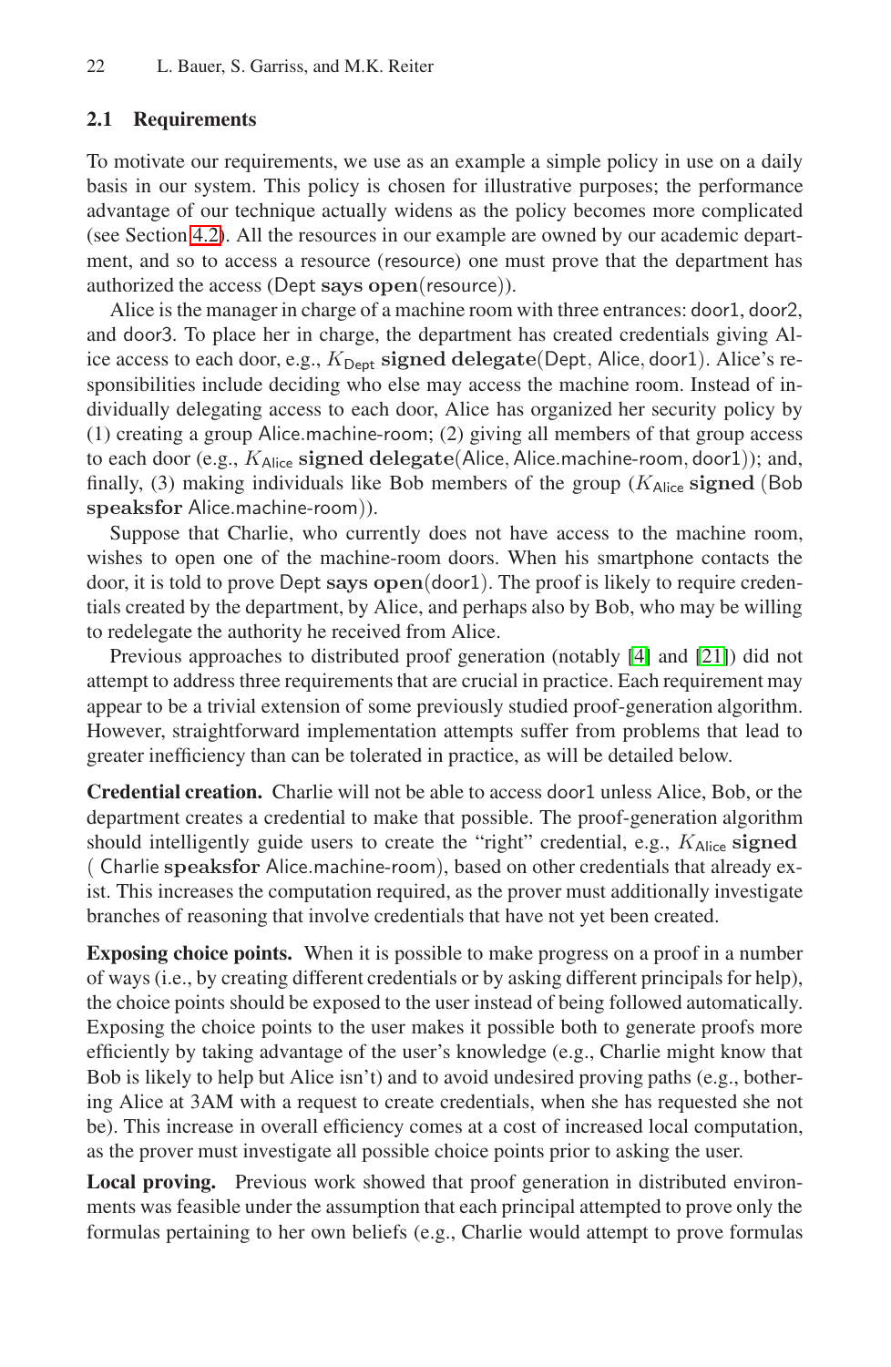### 2.1 Requirements

To motivate our requirements, we use as an example a simple policy in use on a daily basis in our system. This policy is chosen for illustrative purposes; the performance advantage of our technique actually widens as the policy becomes more complicated (see Section 4.2). All the resources in our example are owned by our academic department, and so to access a resource (resource) one must prove that the department has authorized the access (Dept **says open**(resource)).

Alice is the manager in charge of a machine room with three entrances: door1, door2, and door3. To place her in charge, the department has created credentials giving Alice access to each door, e.g., $K_{\text{Dept}}$ **signed delegate**(Dept, Alice, door1). Alice's responsibilities include deciding who else may access the machine room. Instead of individually delegating access to each door, Alice has organized her security policy by (1) creating a group Alice.machine-room; (2) giving all members of that group access to each door (e.g., $K_{\text{Alice}}$ **signed delegate**(Alice, Alice.machine-room, door1)); and, finally, (3) making individuals like Bob members of the group ($K_{\text{Alice}}$ **signed** (Bob **speaksfor** Alice.machine-room)).

Suppose that Charlie, who currently does not have access to the machine room, wishes to open one of the machine-room doors. When his smartphone contacts the door, it is told to prove Dept **says open**(door1). The proof is likely to require credentials created by the department, by Alice, and perhaps also by Bob, who may be willing to redelegate the authority he received from Alice.

Previous approaches to distributed proof generation (notably [4] and [21]) did not attempt to address three requirements that are crucial in practice. Each requirement may appear to be a trivial extension of some previously studied proof-generation algorithm. However, straightforward implementation attempts suffer from problems that lead to greater inefficiency than can be tolerated in practice, as will be detailed below.

**Credential creation.** Charlie will not be able to access door1 unless Alice, Bob, or the department creates a credential to make that possible. The proof-generation algorithm should intelligently guide users to create the "right" credential, e.g., $K_{\text{Alice}}$ **signed** ( Charlie **speaksfor** Alice.machine-room), based on other credentials that already exist. This increases the computation required, as the prover must additionally investigate branches of reasoning that involve credentials that have not yet been created.

**Exposing choice points.** When it is possible to make progress on a proof in a number of ways (i.e., by creating different credentials or by asking different principals for help), the choice points should be exposed to the user instead of being followed automatically. Exposing the choice points to the user makes it possible both to generate proofs more efficiently by taking advantage of the user's knowledge (e.g., Charlie might know that Bob is likely to help but Alice isn't) and to avoid undesired proving paths (e.g., bothering Alice at 3AM with a request to create credentials, when she has requested she not be). This increase in overall efficiency comes at a cost of increased local computation, as the prover must investigate all possible choice points prior to asking the user.

**Local proving.** Previous work showed that proof generation in distributed environments was feasible under the assumption that each principal attempted to prove only the formulas pertaining to her own beliefs (e.g., Charlie would attempt to prove formulas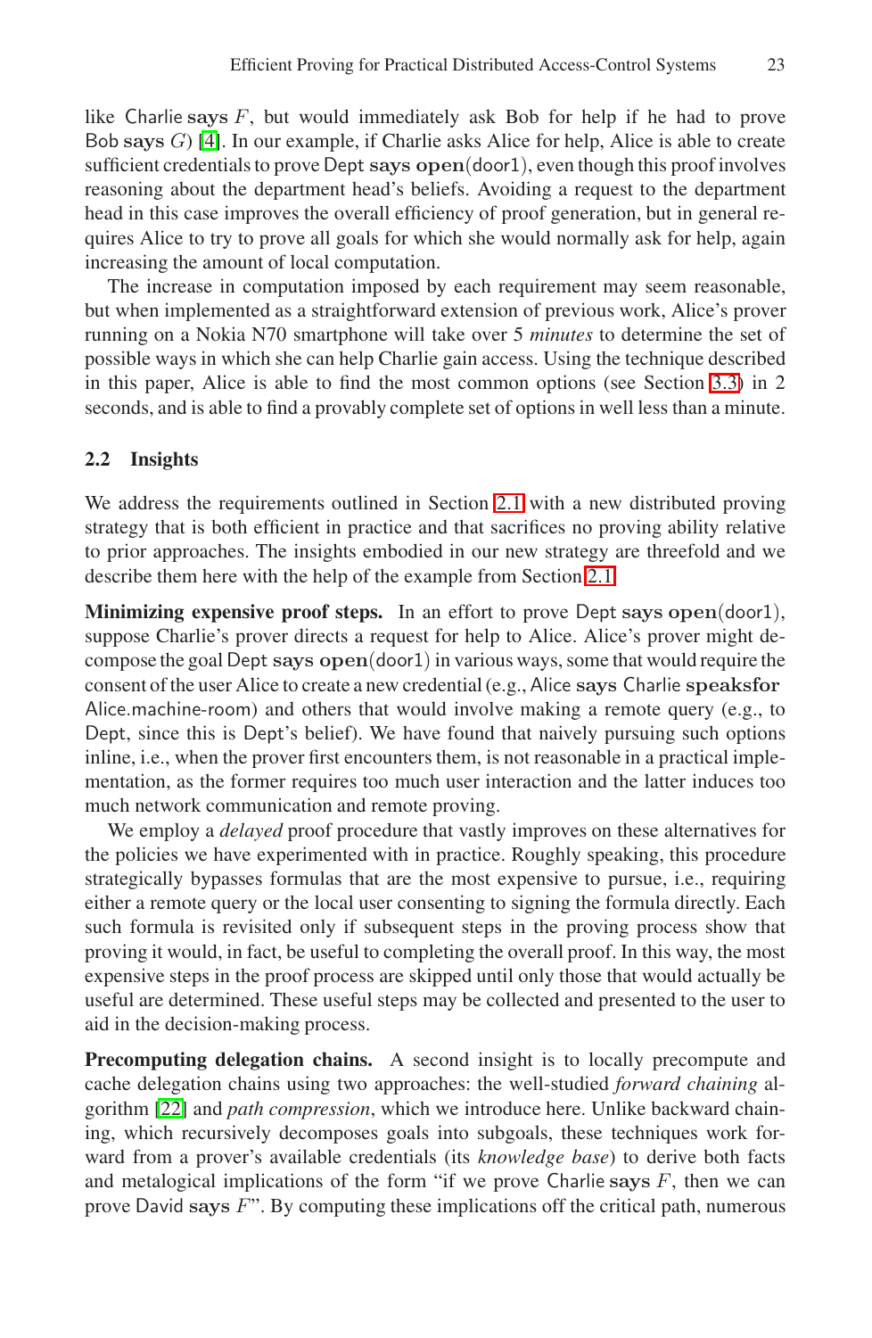like Charlie **says** $F$, but would immediately ask Bob for help if he had to prove Bob **says** $G$) [4]. In our example, if Charlie asks Alice for help, Alice is able to create sufficient credentials to prove Dept **says** open(door1), even though this proof involves reasoning about the department head's beliefs. Avoiding a request to the department head in this case improves the overall efficiency of proof generation, but in general requires Alice to try to prove all goals for which she would normally ask for help, again increasing the amount of local computation.

The increase in computation imposed by each requirement may seem reasonable, but when implemented as a straightforward extension of previous work, Alice's prover running on a Nokia N70 smartphone will take over 5 *minutes* to determine the set of possible ways in which she can help Charlie gain access. Using the technique described in this paper, Alice is able to find the most common options (see Section 3.3) in 2 seconds, and is able to find a provably complete set of options in well less than a minute.

### 2.2 Insights

We address the requirements outlined in Section 2.1 with a new distributed proving strategy that is both efficient in practice and that sacrifices no proving ability relative to prior approaches. The insights embodied in our new strategy are threefold and we describe them here with the help of the example from Section 2.1.

**Minimizing expensive proof steps.** In an effort to prove Dept **says** open(door1), suppose Charlie's prover directs a request for help to Alice. Alice's prover might decompose the goal Dept **says** open(door1) in various ways, some that would require the consent of the user Alice to create a new credential (e.g., Alice **says** Charlie **speaksfor** Alice.machine-room) and others that would involve making a remote query (e.g., to Dept, since this is Dept's belief). We have found that naively pursuing such options inline, i.e., when the prover first encounters them, is not reasonable in a practical implementation, as the former requires too much user interaction and the latter induces too much network communication and remote proving.

We employ a *delayed* proof procedure that vastly improves on these alternatives for the policies we have experimented with in practice. Roughly speaking, this procedure strategically bypasses formulas that are the most expensive to pursue, i.e., requiring either a remote query or the local user consenting to signing the formula directly. Each such formula is revisited only if subsequent steps in the proving process show that proving it would, in fact, be useful to completing the overall proof. In this way, the most expensive steps in the proof process are skipped until only those that would actually be useful are determined. These useful steps may be collected and presented to the user to aid in the decision-making process.

**Precomputing delegation chains.** A second insight is to locally precompute and cache delegation chains using two approaches: the well-studied *forward chaining* algorithm [22] and *path compression*, which we introduce here. Unlike backward chaining, which recursively decomposes goals into subgoals, these techniques work forward from a prover's available credentials (its *knowledge base*) to derive both facts and metalogical implications of the form "if we prove Charlie **says** $F$, then we can prove David **says** $F$". By computing these implications off the critical path, numerous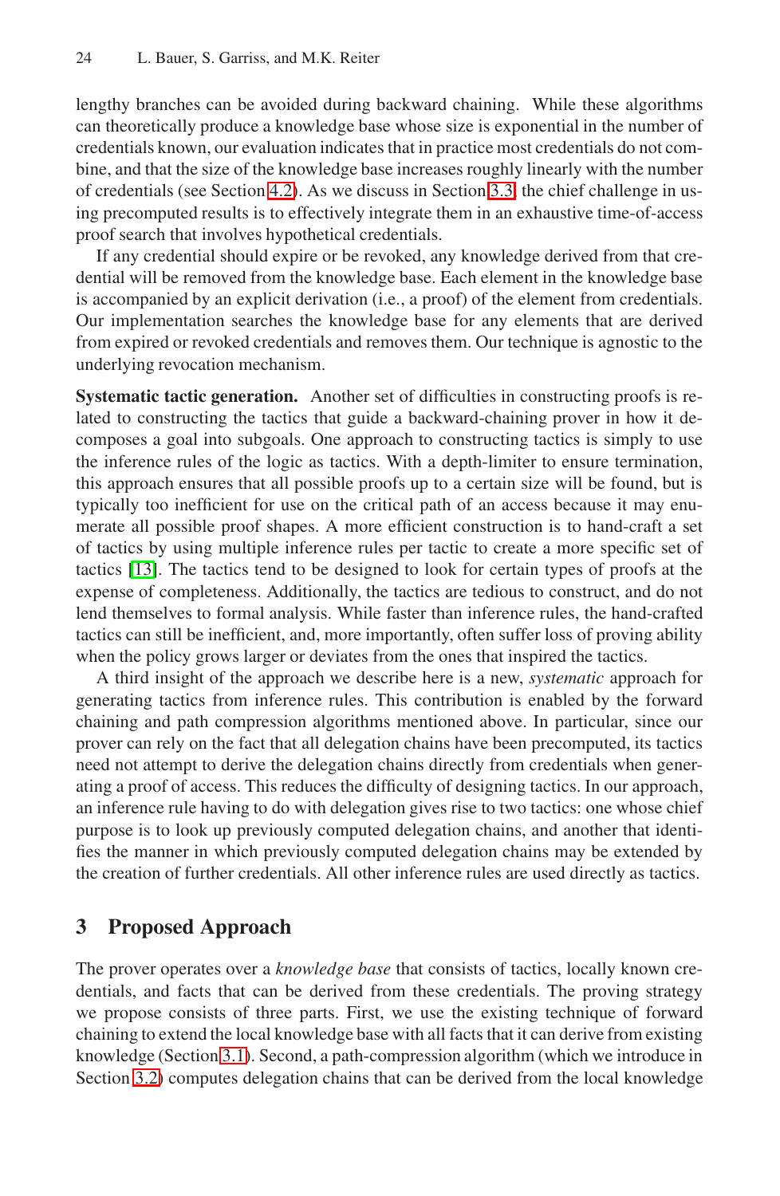lengthy branches can be avoided during backward chaining. While these algorithms can theoretically produce a knowledge base whose size is exponential in the number of credentials known, our evaluation indicates that in practice most credentials do not combine, and that the size of the knowledge base increases roughly linearly with the number of credentials (see Section 4.2). As we discuss in Section 3.3, the chief challenge in using precomputed results is to effectively integrate them in an exhaustive time-of-access proof search that involves hypothetical credentials.

If any credential should expire or be revoked, any knowledge derived from that credential will be removed from the knowledge base. Each element in the knowledge base is accompanied by an explicit derivation (i.e., a proof) of the element from credentials. Our implementation searches the knowledge base for any elements that are derived from expired or revoked credentials and removes them. Our technique is agnostic to the underlying revocation mechanism.

**Systematic tactic generation.** Another set of difficulties in constructing proofs is related to constructing the tactics that guide a backward-chaining prover in how it decomposes a goal into subgoals. One approach to constructing tactics is simply to use the inference rules of the logic as tactics. With a depth-limiter to ensure termination, this approach ensures that all possible proofs up to a certain size will be found, but is typically too inefficient for use on the critical path of an access because it may enumerate all possible proof shapes. A more efficient construction is to hand-craft a set of tactics by using multiple inference rules per tactic to create a more specific set of tactics [13]. The tactics tend to be designed to look for certain types of proofs at the expense of completeness. Additionally, the tactics are tedious to construct, and do not lend themselves to formal analysis. While faster than inference rules, the hand-crafted tactics can still be inefficient, and, more importantly, often suffer loss of proving ability when the policy grows larger or deviates from the ones that inspired the tactics.

A third insight of the approach we describe here is a new, *systematic* approach for generating tactics from inference rules. This contribution is enabled by the forward chaining and path compression algorithms mentioned above. In particular, since our prover can rely on the fact that all delegation chains have been precomputed, its tactics need not attempt to derive the delegation chains directly from credentials when generating a proof of access. This reduces the difficulty of designing tactics. In our approach, an inference rule having to do with delegation gives rise to two tactics: one whose chief purpose is to look up previously computed delegation chains, and another that identifies the manner in which previously computed delegation chains may be extended by the creation of further credentials. All other inference rules are used directly as tactics.

## 3 Proposed Approach

The prover operates over a *knowledge base* that consists of tactics, locally known credentials, and facts that can be derived from these credentials. The proving strategy we propose consists of three parts. First, we use the existing technique of forward chaining to extend the local knowledge base with all facts that it can derive from existing knowledge (Section 3.1). Second, a path-compression algorithm (which we introduce in Section 3.2) computes delegation chains that can be derived from the local knowledge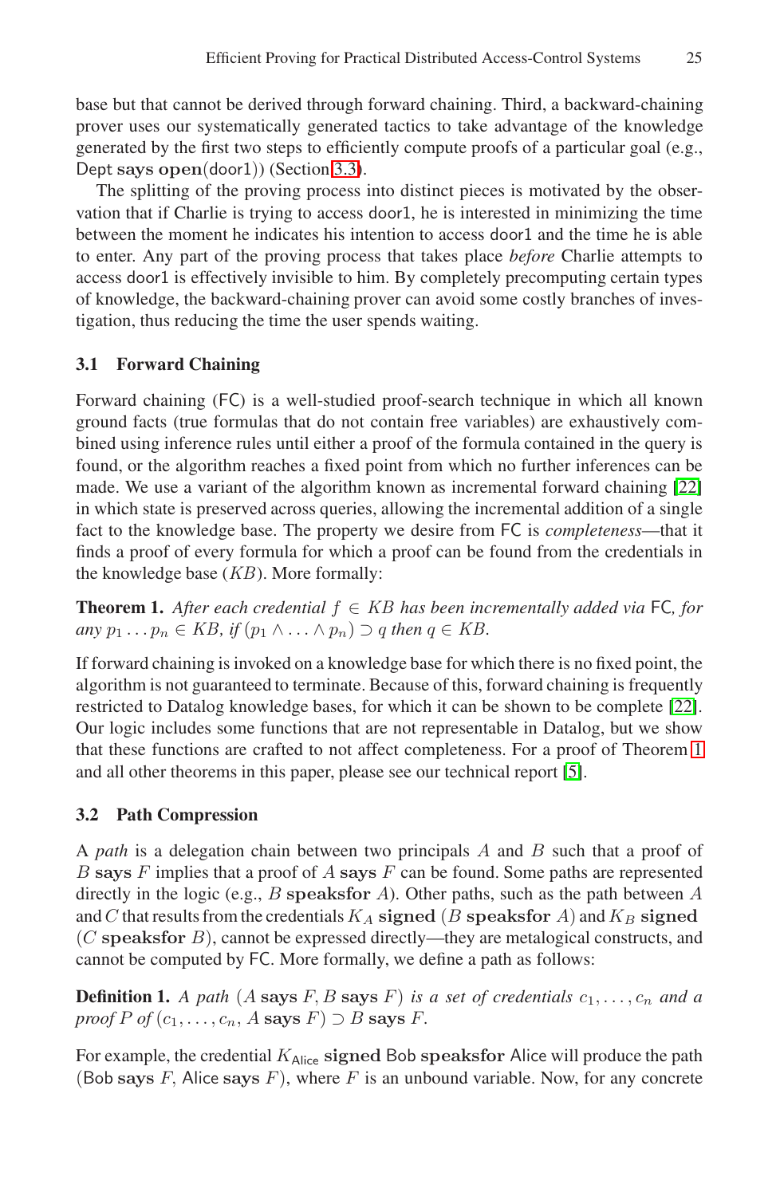base but that cannot be derived through forward chaining. Third, a backward-chaining prover uses our systematically generated tactics to take advantage of the knowledge generated by the first two steps to efficiently compute proofs of a particular goal (e.g., Dept **says open**(door1)) (Section 3.3).

The splitting of the proving process into distinct pieces is motivated by the observation that if Charlie is trying to access door1, he is interested in minimizing the time between the moment he indicates his intention to access door1 and the time he is able to enter. Any part of the proving process that takes place *before* Charlie attempts to access door1 is effectively invisible to him. By completely precomputing certain types of knowledge, the backward-chaining prover can avoid some costly branches of investigation, thus reducing the time the user spends waiting.

### 3.1 Forward Chaining

Forward chaining (FC) is a well-studied proof-search technique in which all known ground facts (true formulas that do not contain free variables) are exhaustively combined using inference rules until either a proof of the formula contained in the query is found, or the algorithm reaches a fixed point from which no further inferences can be made. We use a variant of the algorithm known as incremental forward chaining [22] in which state is preserved across queries, allowing the incremental addition of a single fact to the knowledge base. The property we desire from FC is *completeness*—that it finds a proof of every formula for which a proof can be found from the credentials in the knowledge base ($KB$). More formally:

**Theorem 1.** *After each credential $f \in KB$ has been incrementally added via* FC*, for any $p_1 \ldots p_n \in KB$, if $(p_1 \wedge \ldots \wedge p_n) \supset q$ then $q \in KB$.*

If forward chaining is invoked on a knowledge base for which there is no fixed point, the algorithm is not guaranteed to terminate. Because of this, forward chaining is frequently restricted to Datalog knowledge bases, for which it can be shown to be complete [22]. Our logic includes some functions that are not representable in Datalog, but we show that these functions are crafted to not affect completeness. For a proof of Theorem 1 and all other theorems in this paper, please see our technical report [5].

### 3.2 Path Compression

A *path* is a delegation chain between two principals $A$ and $B$ such that a proof of $B$ **says** $F$ implies that a proof of $A$ **says** $F$ can be found. Some paths are represented directly in the logic (e.g., $B$ **speaksfor** $A$). Other paths, such as the path between $A$ and $C$ that results from the credentials $K_A$ **signed** ($B$ **speaksfor** $A$) and $K_B$ **signed** ($C$ **speaksfor** $B$), cannot be expressed directly—they are metalogical constructs, and cannot be computed by FC. More formally, we define a path as follows:

**Definition 1.** *A path $(A$ **says** $F, B$ **says** $F)$ is a set of credentials $c_1, \ldots, c_n$ and a proof $P$ of $(c_1, \ldots, c_n, A$ **says** $F) \supset B$ **says** $F$.*

For example, the credential $K_{\mathsf{Alice}}$ **signed** Bob **speaksfor** Alice will produce the path (Bob **says** $F$, Alice **says** $F$), where $F$ is an unbound variable. Now, for any concrete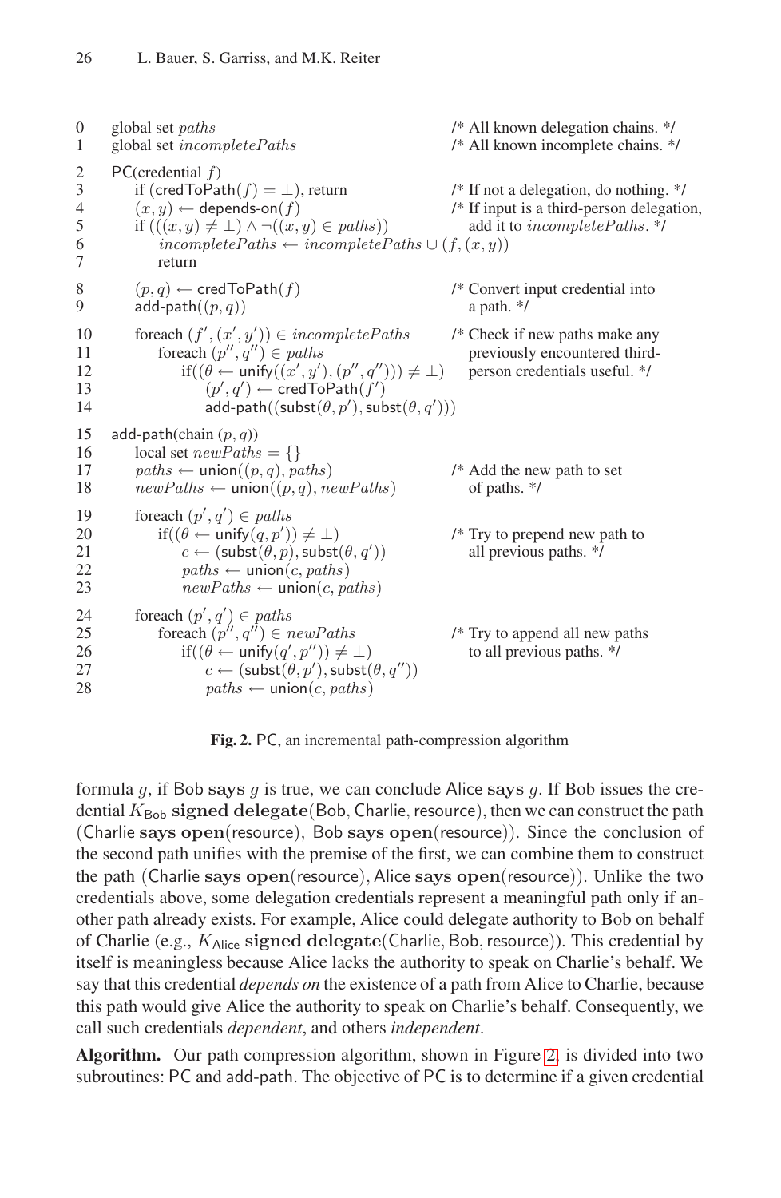```
0   global set paths                                          /* All known delegation chains. */
1   global set incompletePaths                                /* All known incomplete chains. */

2   PC(credential f)
3       if (credToPath(f) = ⊥), return                        /* If not a delegation, do nothing. */
4       (x, y) ← depends-on(f)                                 /* If input is a third-person delegation,
5       if (((x, y) ≠ ⊥) ∧ ¬((x, y) ∈ paths))                     add it to incompletePaths. */
6           incompletePaths ← incompletePaths ∪ (f, (x, y))
7           return

8       (p, q) ← credToPath(f)                                 /* Convert input credential into
9       add-path((p, q))                                          a path. */

10      foreach (f', (x', y')) ∈ incompletePaths              /* Check if new paths make any
11          foreach (p'', q'') ∈ paths                            previously encountered third-
12              if((θ ← unify((x', y'), (p'', q''))) ≠ ⊥)        person credentials useful. */
13                  (p', q') ← credToPath(f')
14                  add-path((subst(θ, p'), subst(θ, q')))

15  add-path(chain (p, q))
16      local set newPaths = {}
17      paths ← union((p, q), paths)                           /* Add the new path to set
18      newPaths ← union((p, q), newPaths)                        of paths. */

19      foreach (p', q') ∈ paths
20          if((θ ← unify(q, p')) ≠ ⊥)                         /* Try to prepend new path to
21              c ← (subst(θ, p), subst(θ, q'))                   all previous paths. */
22              paths ← union(c, paths)
23              newPaths ← union(c, paths)

24      foreach (p', q') ∈ paths
25          foreach (p'', q'') ∈ newPaths                      /* Try to append all new paths
26              if((θ ← unify(q', p'')) ≠ ⊥)                      to all previous paths. */
27                  c ← (subst(θ, p'), subst(θ, q''))
28                  paths ← union(c, paths)
```

**Fig. 2.** PC, an incremental path-compression algorithm

formula $g$, if Bob **says** $g$ is true, we can conclude Alice **says** $g$. If Bob issues the credential $K_{\mathsf{Bob}}$ **signed delegate**(Bob, Charlie, resource), then we can construct the path (Charlie **says open**(resource), Bob **says open**(resource)). Since the conclusion of the second path unifies with the premise of the first, we can combine them to construct the path (Charlie **says open**(resource), Alice **says open**(resource)). Unlike the two credentials above, some delegation credentials represent a meaningful path only if another path already exists. For example, Alice could delegate authority to Bob on behalf of Charlie (e.g., $K_{\mathsf{Alice}}$ **signed delegate**(Charlie, Bob, resource)). This credential by itself is meaningless because Alice lacks the authority to speak on Charlie's behalf. We say that this credential *depends on* the existence of a path from Alice to Charlie, because this path would give Alice the authority to speak on Charlie's behalf. Consequently, we call such credentials *dependent*, and others *independent*.

**Algorithm.** Our path compression algorithm, shown in Figure 2, is divided into two subroutines: PC and add-path. The objective of PC is to determine if a given credential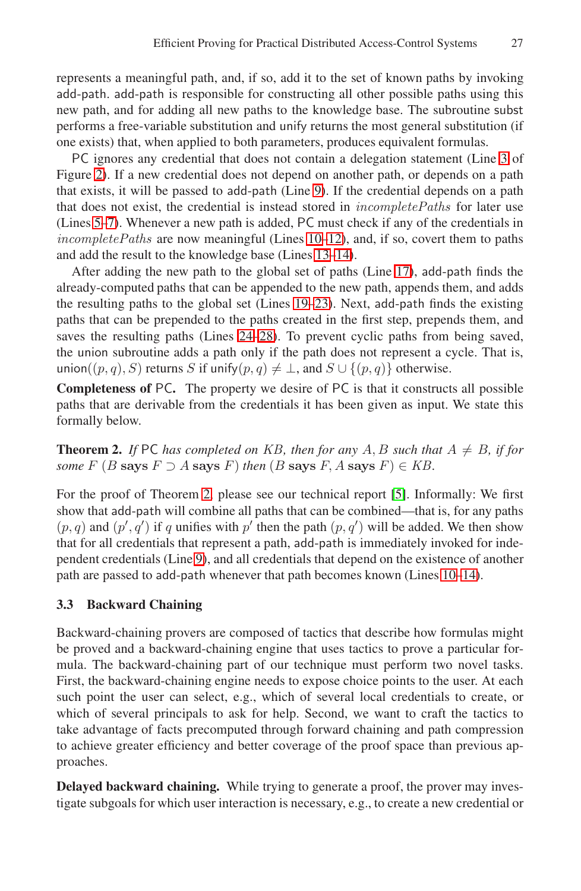represents a meaningful path, and, if so, add it to the set of known paths by invoking add-path. add-path is responsible for constructing all other possible paths using this new path, and for adding all new paths to the knowledge base. The subroutine subst performs a free-variable substitution and unify returns the most general substitution (if one exists) that, when applied to both parameters, produces equivalent formulas.

PC ignores any credential that does not contain a delegation statement (Line 3 of Figure 2). If a new credential does not depend on another path, or depends on a path that exists, it will be passed to add-path (Line 9). If the credential depends on a path that does not exist, the credential is instead stored in *incompletePaths* for later use (Lines 5–7). Whenever a new path is added, PC must check if any of the credentials in *incompletePaths* are now meaningful (Lines 10–12), and, if so, covert them to paths and add the result to the knowledge base (Lines 13–14).

After adding the new path to the global set of paths (Line 17), add-path finds the already-computed paths that can be appended to the new path, appends them, and adds the resulting paths to the global set (Lines 19–23). Next, add-path finds the existing paths that can be prepended to the paths created in the first step, prepends them, and saves the resulting paths (Lines 24–28). To prevent cyclic paths from being saved, the union subroutine adds a path only if the path does not represent a cycle. That is, union$((p, q), S)$ returns $S$ if unify$(p, q) \neq \bot$, and $S \cup \{(p, q)\}$ otherwise.

**Completeness of PC.** The property we desire of PC is that it constructs all possible paths that are derivable from the credentials it has been given as input. We state this formally below.

**Theorem 2.** *If* PC *has completed on* $KB$*, then for any* $A, B$ *such that* $A \neq B$*, if for some* $F$ $(B$ **says** $F \supset A$ **says** $F)$ *then* $(B$ **says** $F, A$ **says** $F) \in KB$.

For the proof of Theorem 2, please see our technical report [5]. Informally: We first show that add-path will combine all paths that can be combined—that is, for any paths $(p, q)$ and $(p', q')$ if $q$ unifies with $p'$ then the path $(p, q')$ will be added. We then show that for all credentials that represent a path, add-path is immediately invoked for independent credentials (Line 9), and all credentials that depend on the existence of another path are passed to add-path whenever that path becomes known (Lines 10–14).

### 3.3 Backward Chaining

Backward-chaining provers are composed of tactics that describe how formulas might be proved and a backward-chaining engine that uses tactics to prove a particular formula. The backward-chaining part of our technique must perform two novel tasks. First, the backward-chaining engine needs to expose choice points to the user. At each such point the user can select, e.g., which of several local credentials to create, or which of several principals to ask for help. Second, we want to craft the tactics to take advantage of facts precomputed through forward chaining and path compression to achieve greater efficiency and better coverage of the proof space than previous approaches.

**Delayed backward chaining.** While trying to generate a proof, the prover may investigate subgoals for which user interaction is necessary, e.g., to create a new credential or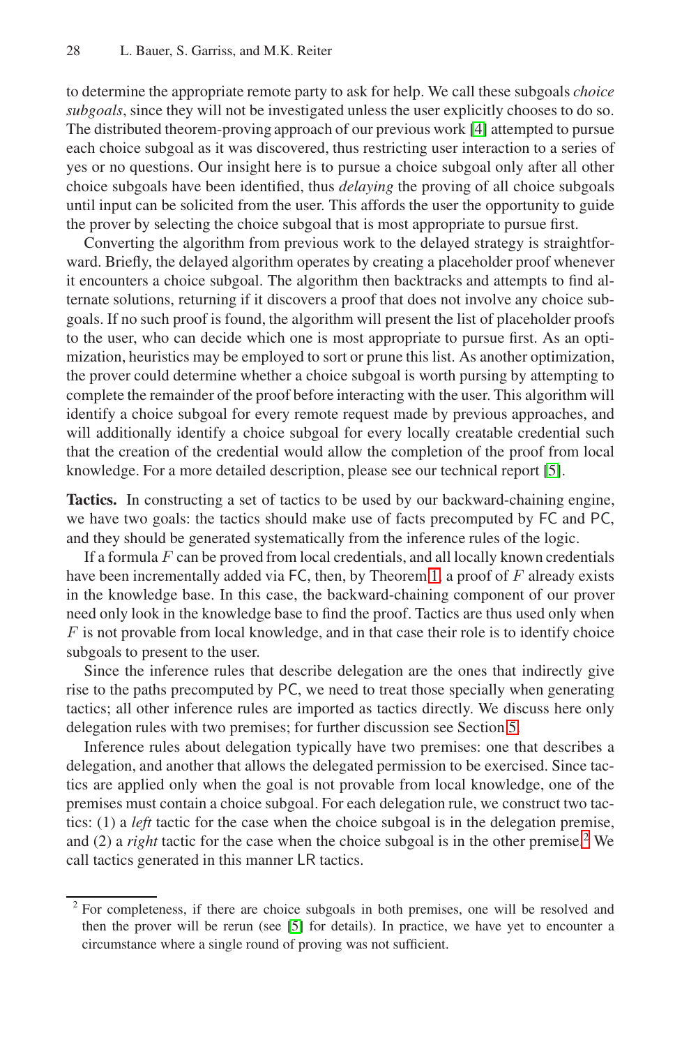to determine the appropriate remote party to ask for help. We call these subgoals *choice subgoals*, since they will not be investigated unless the user explicitly chooses to do so. The distributed theorem-proving approach of our previous work [4] attempted to pursue each choice subgoal as it was discovered, thus restricting user interaction to a series of yes or no questions. Our insight here is to pursue a choice subgoal only after all other choice subgoals have been identified, thus *delaying* the proving of all choice subgoals until input can be solicited from the user. This affords the user the opportunity to guide the prover by selecting the choice subgoal that is most appropriate to pursue first.

Converting the algorithm from previous work to the delayed strategy is straightforward. Briefly, the delayed algorithm operates by creating a placeholder proof whenever it encounters a choice subgoal. The algorithm then backtracks and attempts to find alternate solutions, returning if it discovers a proof that does not involve any choice subgoals. If no such proof is found, the algorithm will present the list of placeholder proofs to the user, who can decide which one is most appropriate to pursue first. As an optimization, heuristics may be employed to sort or prune this list. As another optimization, the prover could determine whether a choice subgoal is worth pursing by attempting to complete the remainder of the proof before interacting with the user. This algorithm will identify a choice subgoal for every remote request made by previous approaches, and will additionally identify a choice subgoal for every locally creatable credential such that the creation of the credential would allow the completion of the proof from local knowledge. For a more detailed description, please see our technical report [5].

**Tactics.** In constructing a set of tactics to be used by our backward-chaining engine, we have two goals: the tactics should make use of facts precomputed by FC and PC, and they should be generated systematically from the inference rules of the logic.

If a formula $F$ can be proved from local credentials, and all locally known credentials have been incrementally added via FC, then, by Theorem 1, a proof of $F$ already exists in the knowledge base. In this case, the backward-chaining component of our prover need only look in the knowledge base to find the proof. Tactics are thus used only when $F$ is not provable from local knowledge, and in that case their role is to identify choice subgoals to present to the user.

Since the inference rules that describe delegation are the ones that indirectly give rise to the paths precomputed by PC, we need to treat those specially when generating tactics; all other inference rules are imported as tactics directly. We discuss here only delegation rules with two premises; for further discussion see Section 5.

Inference rules about delegation typically have two premises: one that describes a delegation, and another that allows the delegated permission to be exercised. Since tactics are applied only when the goal is not provable from local knowledge, one of the premises must contain a choice subgoal. For each delegation rule, we construct two tactics: (1) a *left* tactic for the case when the choice subgoal is in the delegation premise, and (2) a *right* tactic for the case when the choice subgoal is in the other premise.[2] We call tactics generated in this manner LR tactics.

[2] For completeness, if there are choice subgoals in both premises, one will be resolved and then the prover will be rerun (see [5] for details). In practice, we have yet to encounter a circumstance where a single round of proving was not sufficient.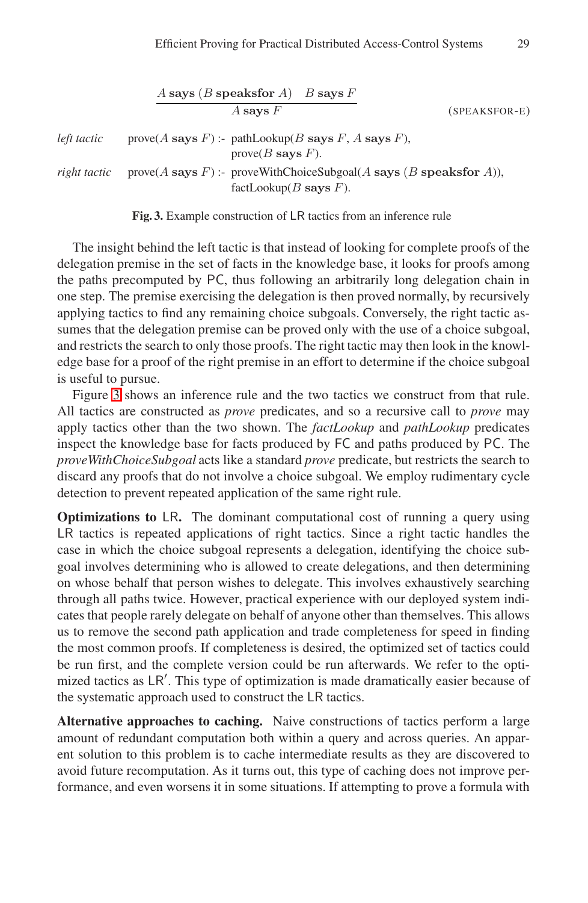$$\frac{A \textbf{ says } (B \textbf{ speaksfor } A) \quad B \textbf{ says } F}{A \textbf{ says } F} \quad (\text{SPEAKSFOR-E})$$

*left tactic* prove($A$ **says** $F$) :- pathLookup($B$ **says** $F$, $A$ **says** $F$),
prove($B$ **says** $F$).

*right tactic* prove($A$ **says** $F$) :- proveWithChoiceSubgoal($A$ **says** ($B$ **speaksfor** $A$)),
factLookup($B$ **says** $F$).

**Fig. 3.** Example construction of LR tactics from an inference rule

The insight behind the left tactic is that instead of looking for complete proofs of the delegation premise in the set of facts in the knowledge base, it looks for proofs among the paths precomputed by PC, thus following an arbitrarily long delegation chain in one step. The premise exercising the delegation is then proved normally, by recursively applying tactics to find any remaining choice subgoals. Conversely, the right tactic assumes that the delegation premise can be proved only with the use of a choice subgoal, and restricts the search to only those proofs. The right tactic may then look in the knowledge base for a proof of the right premise in an effort to determine if the choice subgoal is useful to pursue.

Figure 3 shows an inference rule and the two tactics we construct from that rule. All tactics are constructed as *prove* predicates, and so a recursive call to *prove* may apply tactics other than the two shown. The *factLookup* and *pathLookup* predicates inspect the knowledge base for facts produced by FC and paths produced by PC. The *proveWithChoiceSubgoal* acts like a standard *prove* predicate, but restricts the search to discard any proofs that do not involve a choice subgoal. We employ rudimentary cycle detection to prevent repeated application of the same right rule.

**Optimizations to LR.** The dominant computational cost of running a query using LR tactics is repeated applications of right tactics. Since a right tactic handles the case in which the choice subgoal represents a delegation, identifying the choice subgoal involves determining who is allowed to create delegations, and then determining on whose behalf that person wishes to delegate. This involves exhaustively searching through all paths twice. However, practical experience with our deployed system indicates that people rarely delegate on behalf of anyone other than themselves. This allows us to remove the second path application and trade completeness for speed in finding the most common proofs. If completeness is desired, the optimized set of tactics could be run first, and the complete version could be run afterwards. We refer to the optimized tactics as LR′. This type of optimization is made dramatically easier because of the systematic approach used to construct the LR tactics.

**Alternative approaches to caching.** Naive constructions of tactics perform a large amount of redundant computation both within a query and across queries. An apparent solution to this problem is to cache intermediate results as they are discovered to avoid future recomputation. As it turns out, this type of caching does not improve performance, and even worsens it in some situations. If attempting to prove a formula with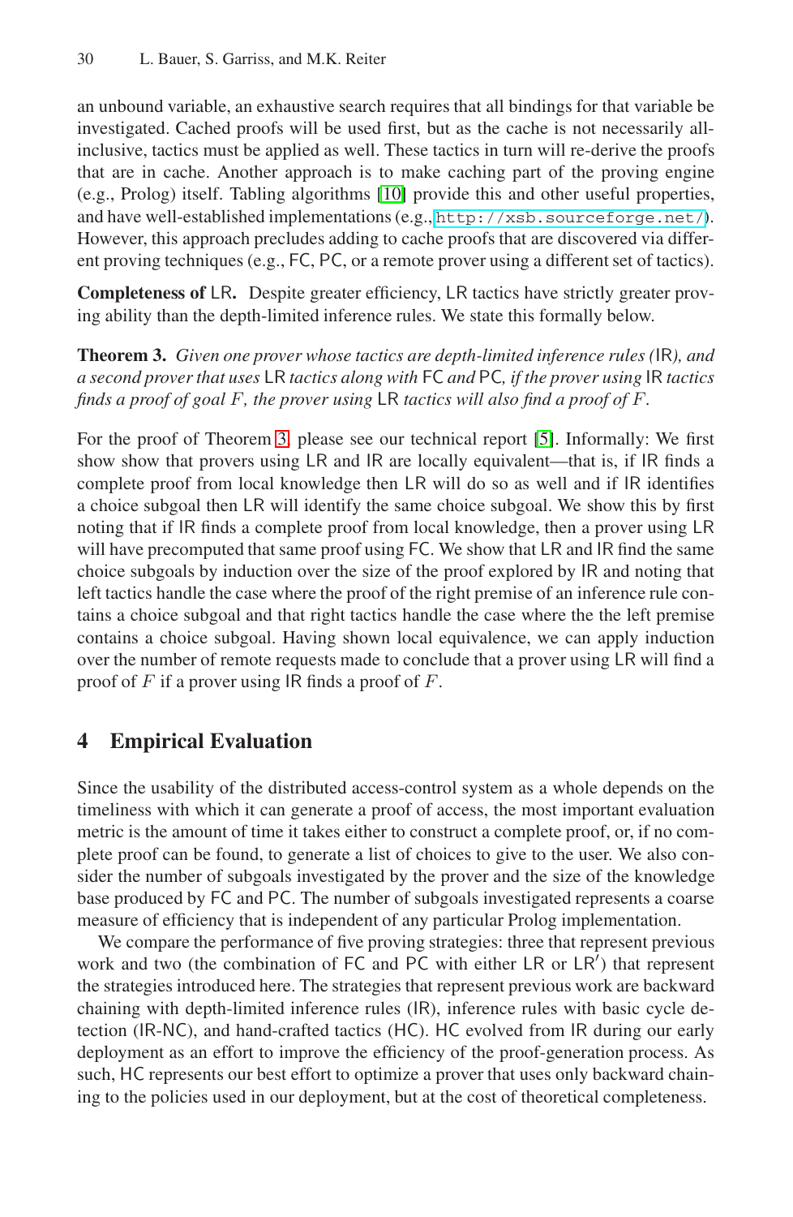an unbound variable, an exhaustive search requires that all bindings for that variable be investigated. Cached proofs will be used first, but as the cache is not necessarily all-inclusive, tactics must be applied as well. These tactics in turn will re-derive the proofs that are in cache. Another approach is to make caching part of the proving engine (e.g., Prolog) itself. Tabling algorithms [10] provide this and other useful properties, and have well-established implementations (e.g., http://xsb.sourceforge.net/). However, this approach precludes adding to cache proofs that are discovered via different proving techniques (e.g., FC, PC, or a remote prover using a different set of tactics).

**Completeness of** LR**.** Despite greater efficiency, LR tactics have strictly greater proving ability than the depth-limited inference rules. We state this formally below.

**Theorem 3.** *Given one prover whose tactics are depth-limited inference rules (*IR*), and a second prover that uses* LR *tactics along with* FC *and* PC*, if the prover using* IR *tactics finds a proof of goal $F$, the prover using* LR *tactics will also find a proof of $F$.*

For the proof of Theorem 3, please see our technical report [5]. Informally: We first show show that provers using LR and IR are locally equivalent—that is, if IR finds a complete proof from local knowledge then LR will do so as well and if IR identifies a choice subgoal then LR will identify the same choice subgoal. We show this by first noting that if IR finds a complete proof from local knowledge, then a prover using LR will have precomputed that same proof using FC. We show that LR and IR find the same choice subgoals by induction over the size of the proof explored by IR and noting that left tactics handle the case where the proof of the right premise of an inference rule contains a choice subgoal and that right tactics handle the case where the the left premise contains a choice subgoal. Having shown local equivalence, we can apply induction over the number of remote requests made to conclude that a prover using LR will find a proof of $F$ if a prover using IR finds a proof of $F$.

## 4 Empirical Evaluation

Since the usability of the distributed access-control system as a whole depends on the timeliness with which it can generate a proof of access, the most important evaluation metric is the amount of time it takes either to construct a complete proof, or, if no complete proof can be found, to generate a list of choices to give to the user. We also consider the number of subgoals investigated by the prover and the size of the knowledge base produced by FC and PC. The number of subgoals investigated represents a coarse measure of efficiency that is independent of any particular Prolog implementation.

We compare the performance of five proving strategies: three that represent previous work and two (the combination of FC and PC with either LR or LR$'$) that represent the strategies introduced here. The strategies that represent previous work are backward chaining with depth-limited inference rules (IR), inference rules with basic cycle detection (IR-NC), and hand-crafted tactics (HC). HC evolved from IR during our early deployment as an effort to improve the efficiency of the proof-generation process. As such, HC represents our best effort to optimize a prover that uses only backward chaining to the policies used in our deployment, but at the cost of theoretical completeness.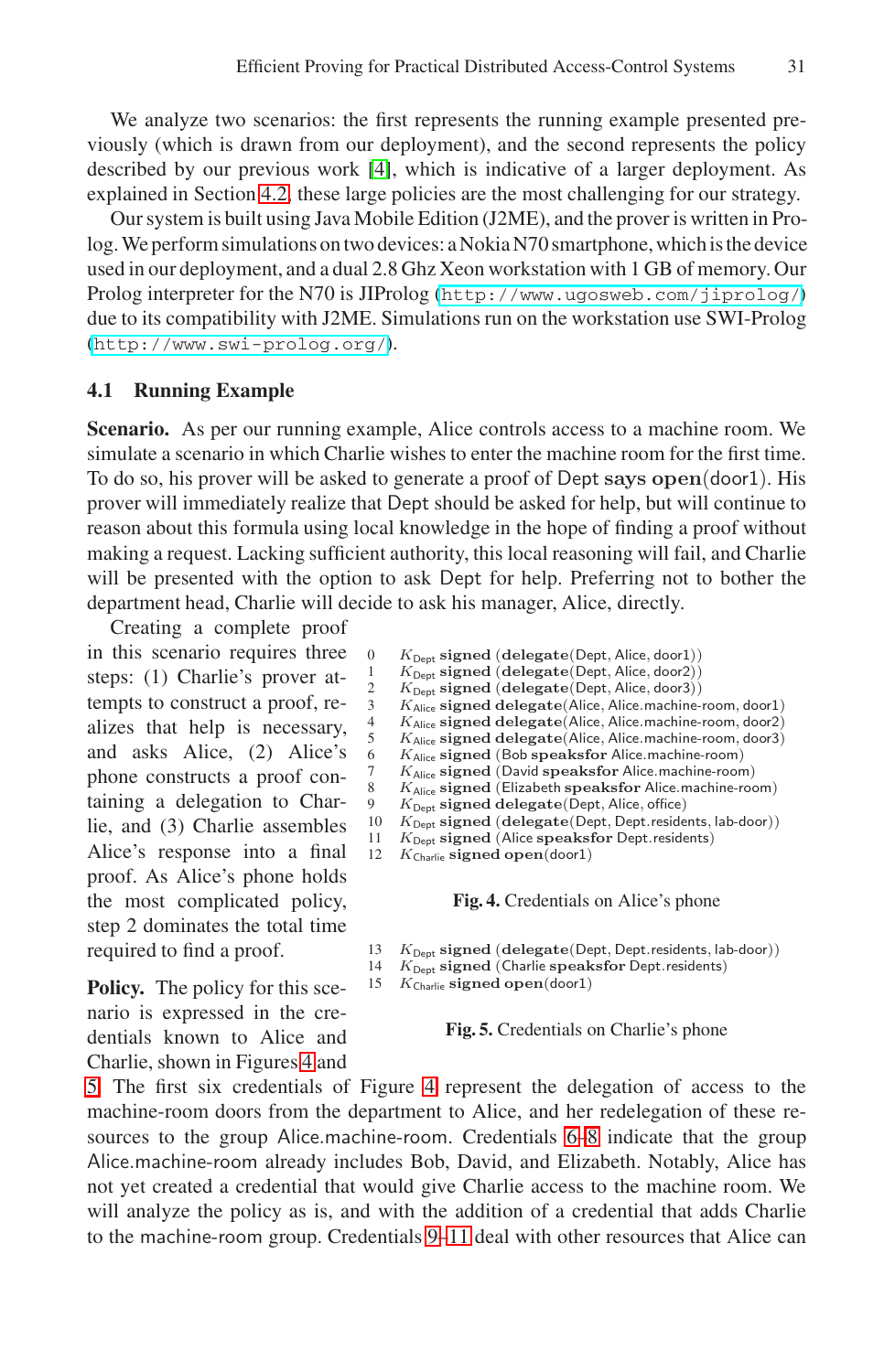We analyze two scenarios: the first represents the running example presented previously (which is drawn from our deployment), and the second represents the policy described by our previous work [4], which is indicative of a larger deployment. As explained in Section 4.2, these large policies are the most challenging for our strategy.

Our system is built using Java Mobile Edition (J2ME), and the prover is written in Prolog. We perform simulations on two devices: a Nokia N70 smartphone, which is the device used in our deployment, and a dual 2.8 Ghz Xeon workstation with 1 GB of memory. Our Prolog interpreter for the N70 is JIProlog (http://www.ugosweb.com/jiprolog/) due to its compatibility with J2ME. Simulations run on the workstation use SWI-Prolog (http://www.swi-prolog.org/).

### 4.1 Running Example

**Scenario.** As per our running example, Alice controls access to a machine room. We simulate a scenario in which Charlie wishes to enter the machine room for the first time. To do so, his prover will be asked to generate a proof of Dept **says open**(door1). His prover will immediately realize that Dept should be asked for help, but will continue to reason about this formula using local knowledge in the hope of finding a proof without making a request. Lacking sufficient authority, this local reasoning will fail, and Charlie will be presented with the option to ask Dept for help. Preferring not to bother the department head, Charlie will decide to ask his manager, Alice, directly.

Creating a complete proof in this scenario requires three steps: (1) Charlie's prover attempts to construct a proof, realizes that help is necessary, and asks Alice, (2) Alice's phone constructs a proof containing a delegation to Charlie, and (3) Charlie assembles Alice's response into a final proof. As Alice's phone holds the most complicated policy, step 2 dominates the total time required to find a proof.

0 $K_{\text{Dept}}$ **signed** (**delegate**(Dept, Alice, door1))
1 $K_{\text{Dept}}$ **signed** (**delegate**(Dept, Alice, door2))
2 $K_{\text{Dept}}$ **signed** (**delegate**(Dept, Alice, door3))
3 $K_{\text{Alice}}$ **signed** **delegate**(Alice, Alice.machine-room, door1)
4 $K_{\text{Alice}}$ **signed** **delegate**(Alice, Alice.machine-room, door2)
5 $K_{\text{Alice}}$ **signed** **delegate**(Alice, Alice.machine-room, door3)
6 $K_{\text{Alice}}$ **signed** (Bob **speaksfor** Alice.machine-room)
7 $K_{\text{Alice}}$ **signed** (David **speaksfor** Alice.machine-room)
8 $K_{\text{Alice}}$ **signed** (Elizabeth **speaksfor** Alice.machine-room)
9 $K_{\text{Dept}}$ **signed** **delegate**(Dept, Alice, office)
10 $K_{\text{Dept}}$ **signed** (**delegate**(Dept, Dept.residents, lab-door))
11 $K_{\text{Dept}}$ **signed** (Alice **speaksfor** Dept.residents)
12 $K_{\text{Charlie}}$ **signed** **open**(door1)

**Fig. 4.** Credentials on Alice's phone

13 $K_{\text{Dept}}$ **signed** (**delegate**(Dept, Dept.residents, lab-door))
14 $K_{\text{Dept}}$ **signed** (Charlie **speaksfor** Dept.residents)
15 $K_{\text{Charlie}}$ **signed** **open**(door1)

**Fig. 5.** Credentials on Charlie's phone

**Policy.** The policy for this scenario is expressed in the credentials known to Alice and Charlie, shown in Figures 4 and 5. The first six credentials of Figure 4 represent the delegation of access to the machine-room doors from the department to Alice, and her redelegation of these resources to the group Alice.machine-room. Credentials 6–8 indicate that the group Alice.machine-room already includes Bob, David, and Elizabeth. Notably, Alice has not yet created a credential that would give Charlie access to the machine room. We will analyze the policy as is, and with the addition of a credential that adds Charlie to the machine-room group. Credentials 9–11 deal with other resources that Alice can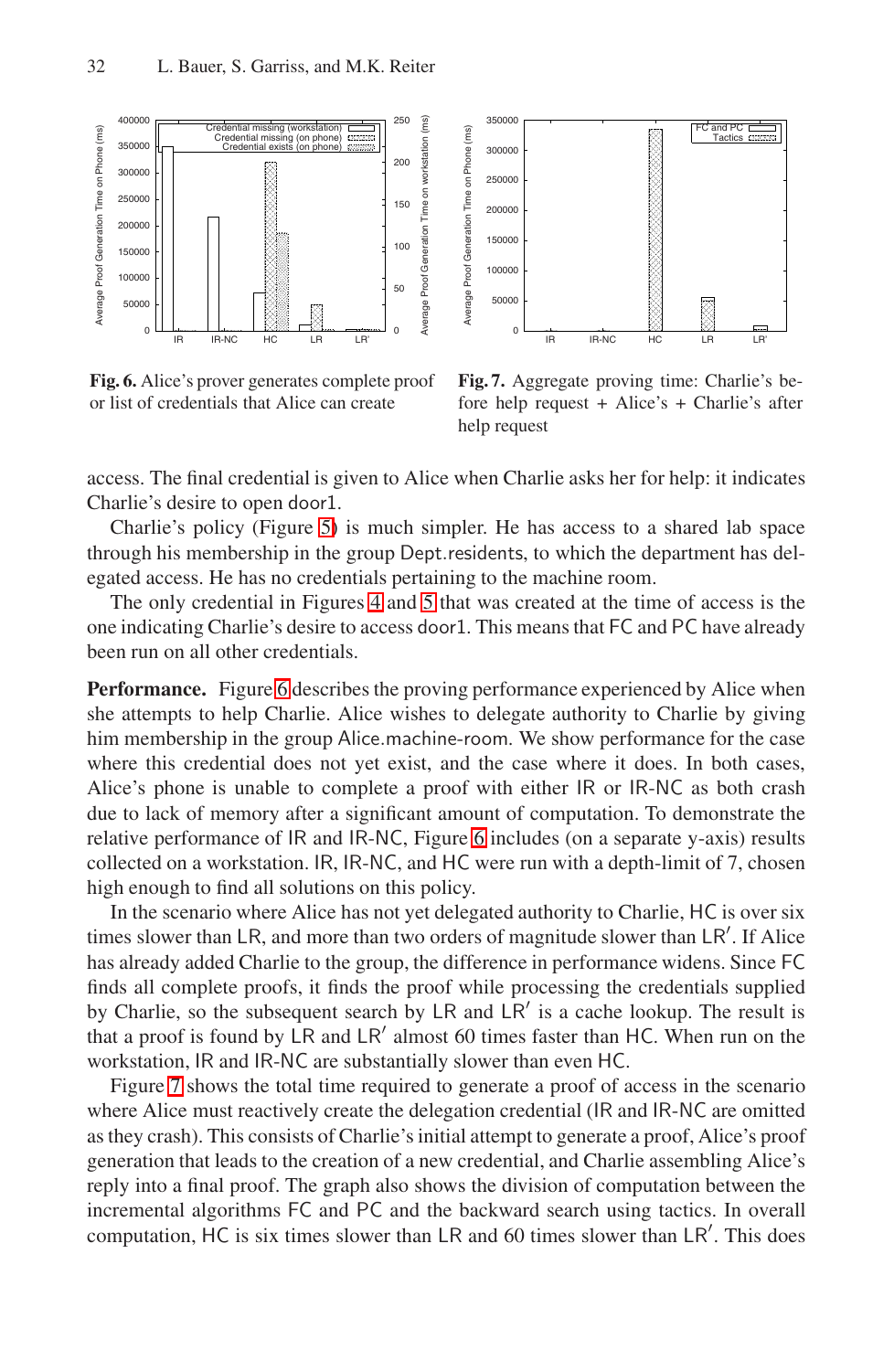**Fig. 6.** Alice's prover generates complete proof or list of credentials that Alice can create

**Fig. 7.** Aggregate proving time: Charlie's before help request + Alice's + Charlie's after help request

access. The final credential is given to Alice when Charlie asks her for help: it indicates Charlie's desire to open door1.

Charlie's policy (Figure 5) is much simpler. He has access to a shared lab space through his membership in the group Dept.residents, to which the department has delegated access. He has no credentials pertaining to the machine room.

The only credential in Figures 4 and 5 that was created at the time of access is the one indicating Charlie's desire to access door1. This means that FC and PC have already been run on all other credentials.

**Performance.** Figure 6 describes the proving performance experienced by Alice when she attempts to help Charlie. Alice wishes to delegate authority to Charlie by giving him membership in the group Alice.machine-room. We show performance for the case where this credential does not yet exist, and the case where it does. In both cases, Alice's phone is unable to complete a proof with either IR or IR-NC as both crash due to lack of memory after a significant amount of computation. To demonstrate the relative performance of IR and IR-NC, Figure 6 includes (on a separate y-axis) results collected on a workstation. IR, IR-NC, and HC were run with a depth-limit of 7, chosen high enough to find all solutions on this policy.

In the scenario where Alice has not yet delegated authority to Charlie, HC is over six times slower than LR, and more than two orders of magnitude slower than LR′. If Alice has already added Charlie to the group, the difference in performance widens. Since FC finds all complete proofs, it finds the proof while processing the credentials supplied by Charlie, so the subsequent search by LR and LR′ is a cache lookup. The result is that a proof is found by LR and LR′ almost 60 times faster than HC. When run on the workstation, IR and IR-NC are substantially slower than even HC.

Figure 7 shows the total time required to generate a proof of access in the scenario where Alice must reactively create the delegation credential (IR and IR-NC are omitted as they crash). This consists of Charlie's initial attempt to generate a proof, Alice's proof generation that leads to the creation of a new credential, and Charlie assembling Alice's reply into a final proof. The graph also shows the division of computation between the incremental algorithms FC and PC and the backward search using tactics. In overall computation, HC is six times slower than LR and 60 times slower than LR′. This does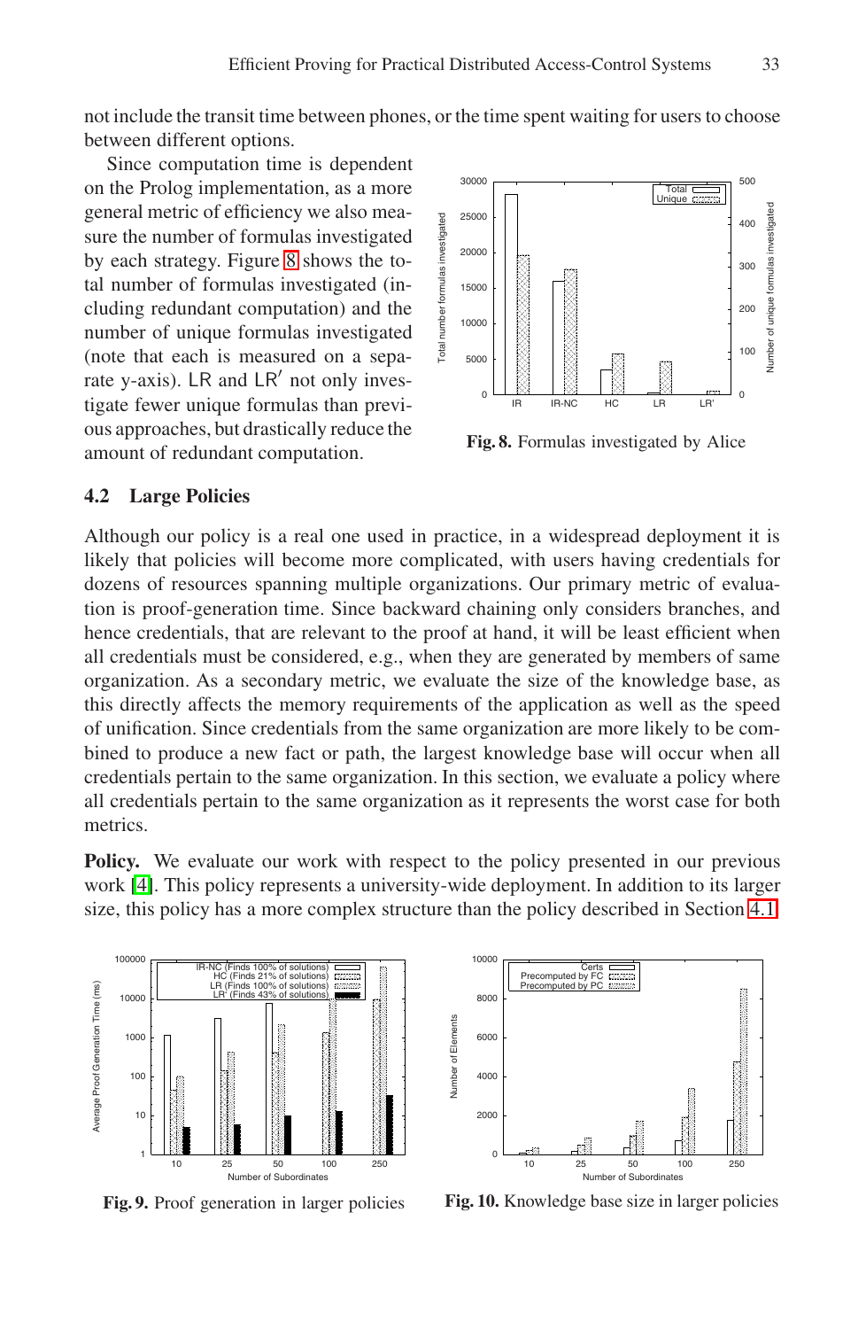not include the transit time between phones, or the time spent waiting for users to choose between different options.

Since computation time is dependent on the Prolog implementation, as a more general metric of efficiency we also measure the number of formulas investigated by each strategy. Figure 8 shows the total number of formulas investigated (including redundant computation) and the number of unique formulas investigated (note that each is measured on a separate y-axis). LR and LR′ not only investigate fewer unique formulas than previous approaches, but drastically reduce the amount of redundant computation.

**Fig. 8.** Formulas investigated by Alice

### 4.2 Large Policies

Although our policy is a real one used in practice, in a widespread deployment it is likely that policies will become more complicated, with users having credentials for dozens of resources spanning multiple organizations. Our primary metric of evaluation is proof-generation time. Since backward chaining only considers branches, and hence credentials, that are relevant to the proof at hand, it will be least efficient when all credentials must be considered, e.g., when they are generated by members of same organization. As a secondary metric, we evaluate the size of the knowledge base, as this directly affects the memory requirements of the application as well as the speed of unification. Since credentials from the same organization are more likely to be combined to produce a new fact or path, the largest knowledge base will occur when all credentials pertain to the same organization. In this section, we evaluate a policy where all credentials pertain to the same organization as it represents the worst case for both metrics.

**Policy.** We evaluate our work with respect to the policy presented in our previous work [4]. This policy represents a university-wide deployment. In addition to its larger size, this policy has a more complex structure than the policy described in Section 4.1.

**Fig. 9.** Proof generation in larger policies

**Fig. 10.** Knowledge base size in larger policies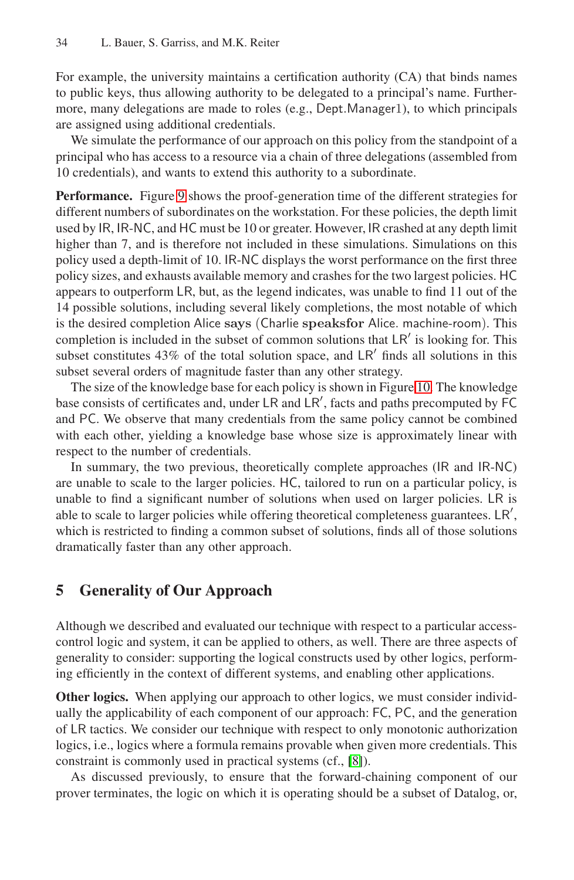For example, the university maintains a certification authority (CA) that binds names to public keys, thus allowing authority to be delegated to a principal's name. Furthermore, many delegations are made to roles (e.g., Dept.Manager1), to which principals are assigned using additional credentials.

We simulate the performance of our approach on this policy from the standpoint of a principal who has access to a resource via a chain of three delegations (assembled from 10 credentials), and wants to extend this authority to a subordinate.

**Performance.** Figure 9 shows the proof-generation time of the different strategies for different numbers of subordinates on the workstation. For these policies, the depth limit used by IR, IR-NC, and HC must be 10 or greater. However, IR crashed at any depth limit higher than 7, and is therefore not included in these simulations. Simulations on this policy used a depth-limit of 10. IR-NC displays the worst performance on the first three policy sizes, and exhausts available memory and crashes for the two largest policies. HC appears to outperform LR, but, as the legend indicates, was unable to find 11 out of the 14 possible solutions, including several likely completions, the most notable of which is the desired completion Alice **says** (Charlie **speaksfor** Alice. machine-room). This completion is included in the subset of common solutions that LR′ is looking for. This subset constitutes 43% of the total solution space, and LR′ finds all solutions in this subset several orders of magnitude faster than any other strategy.

The size of the knowledge base for each policy is shown in Figure 10. The knowledge base consists of certificates and, under LR and LR′, facts and paths precomputed by FC and PC. We observe that many credentials from the same policy cannot be combined with each other, yielding a knowledge base whose size is approximately linear with respect to the number of credentials.

In summary, the two previous, theoretically complete approaches (IR and IR-NC) are unable to scale to the larger policies. HC, tailored to run on a particular policy, is unable to find a significant number of solutions when used on larger policies. LR is able to scale to larger policies while offering theoretical completeness guarantees. LR′, which is restricted to finding a common subset of solutions, finds all of those solutions dramatically faster than any other approach.

## 5 Generality of Our Approach

Although we described and evaluated our technique with respect to a particular access-control logic and system, it can be applied to others, as well. There are three aspects of generality to consider: supporting the logical constructs used by other logics, performing efficiently in the context of different systems, and enabling other applications.

**Other logics.** When applying our approach to other logics, we must consider individually the applicability of each component of our approach: FC, PC, and the generation of LR tactics. We consider our technique with respect to only monotonic authorization logics, i.e., logics where a formula remains provable when given more credentials. This constraint is commonly used in practical systems (cf., [8]).

As discussed previously, to ensure that the forward-chaining component of our prover terminates, the logic on which it is operating should be a subset of Datalog, or,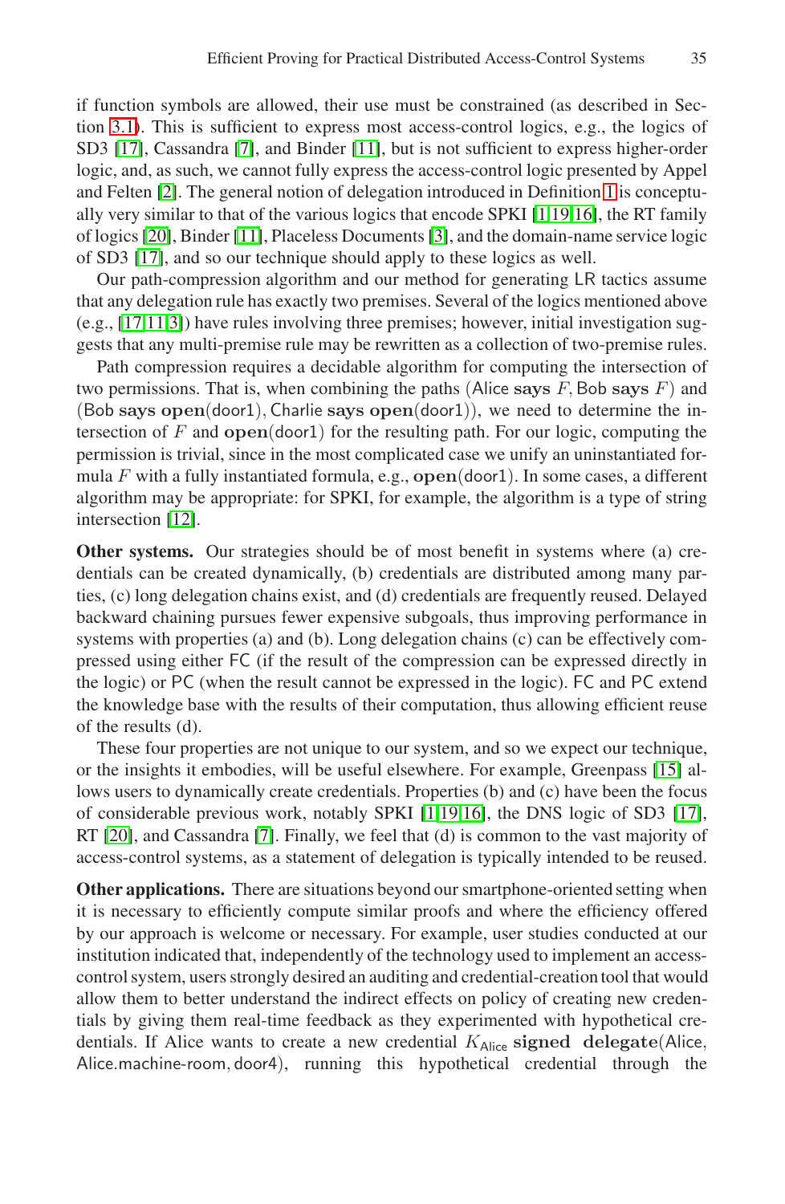if function symbols are allowed, their use must be constrained (as described in Section 3.1). This is sufficient to express most access-control logics, e.g., the logics of SD3 [17], Cassandra [7], and Binder [11], but is not sufficient to express higher-order logic, and, as such, we cannot fully express the access-control logic presented by Appel and Felten [2]. The general notion of delegation introduced in Definition 1 is conceptually very similar to that of the various logics that encode SPKI [1,19,16], the RT family of logics [20], Binder [11], Placeless Documents [3], and the domain-name service logic of SD3 [17], and so our technique should apply to these logics as well.

Our path-compression algorithm and our method for generating LR tactics assume that any delegation rule has exactly two premises. Several of the logics mentioned above (e.g., [17,11,3]) have rules involving three premises; however, initial investigation suggests that any multi-premise rule may be rewritten as a collection of two-premise rules.

Path compression requires a decidable algorithm for computing the intersection of two permissions. That is, when combining the paths (Alice **says** $F$, Bob **says** $F$) and (Bob **says** **open**(door1), Charlie **says** **open**(door1)), we need to determine the intersection of $F$ and **open**(door1) for the resulting path. For our logic, computing the permission is trivial, since in the most complicated case we unify an uninstantiated formula $F$ with a fully instantiated formula, e.g., **open**(door1). In some cases, a different algorithm may be appropriate: for SPKI, for example, the algorithm is a type of string intersection [12].

**Other systems.** Our strategies should be of most benefit in systems where (a) credentials can be created dynamically, (b) credentials are distributed among many parties, (c) long delegation chains exist, and (d) credentials are frequently reused. Delayed backward chaining pursues fewer expensive subgoals, thus improving performance in systems with properties (a) and (b). Long delegation chains (c) can be effectively compressed using either FC (if the result of the compression can be expressed directly in the logic) or PC (when the result cannot be expressed in the logic). FC and PC extend the knowledge base with the results of their computation, thus allowing efficient reuse of the results (d).

These four properties are not unique to our system, and so we expect our technique, or the insights it embodies, will be useful elsewhere. For example, Greenpass [15] allows users to dynamically create credentials. Properties (b) and (c) have been the focus of considerable previous work, notably SPKI [1,19,16], the DNS logic of SD3 [17], RT [20], and Cassandra [7]. Finally, we feel that (d) is common to the vast majority of access-control systems, as a statement of delegation is typically intended to be reused.

**Other applications.** There are situations beyond our smartphone-oriented setting when it is necessary to efficiently compute similar proofs and where the efficiency offered by our approach is welcome or necessary. For example, user studies conducted at our institution indicated that, independently of the technology used to implement an access-control system, users strongly desired an auditing and credential-creation tool that would allow them to better understand the indirect effects on policy of creating new credentials by giving them real-time feedback as they experimented with hypothetical credentials. If Alice wants to create a new credential $K_{\mathsf{Alice}}$ **signed** **delegate**(Alice, Alice.machine-room, door4), running this hypothetical credential through the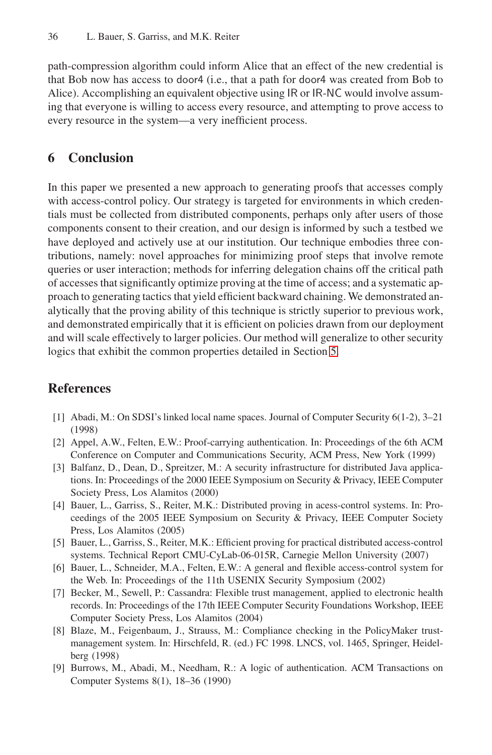path-compression algorithm could inform Alice that an effect of the new credential is that Bob now has access to door4 (i.e., that a path for door4 was created from Bob to Alice). Accomplishing an equivalent objective using IR or IR-NC would involve assuming that everyone is willing to access every resource, and attempting to prove access to every resource in the system—a very inefficient process.

## 6 Conclusion

In this paper we presented a new approach to generating proofs that accesses comply with access-control policy. Our strategy is targeted for environments in which credentials must be collected from distributed components, perhaps only after users of those components consent to their creation, and our design is informed by such a testbed we have deployed and actively use at our institution. Our technique embodies three contributions, namely: novel approaches for minimizing proof steps that involve remote queries or user interaction; methods for inferring delegation chains off the critical path of accesses that significantly optimize proving at the time of access; and a systematic approach to generating tactics that yield efficient backward chaining. We demonstrated analytically that the proving ability of this technique is strictly superior to previous work, and demonstrated empirically that it is efficient on policies drawn from our deployment and will scale effectively to larger policies. Our method will generalize to other security logics that exhibit the common properties detailed in Section 5.

## References

1. Abadi, M.: On SDSI's linked local name spaces. Journal of Computer Security 6(1-2), 3–21 (1998)
2. Appel, A.W., Felten, E.W.: Proof-carrying authentication. In: Proceedings of the 6th ACM Conference on Computer and Communications Security, ACM Press, New York (1999)
3. Balfanz, D., Dean, D., Spreitzer, M.: A security infrastructure for distributed Java applications. In: Proceedings of the 2000 IEEE Symposium on Security & Privacy, IEEE Computer Society Press, Los Alamitos (2000)
4. Bauer, L., Garriss, S., Reiter, M.K.: Distributed proving in acess-control systems. In: Proceedings of the 2005 IEEE Symposium on Security & Privacy, IEEE Computer Society Press, Los Alamitos (2005)
5. Bauer, L., Garriss, S., Reiter, M.K.: Efficient proving for practical distributed access-control systems. Technical Report CMU-CyLab-06-015R, Carnegie Mellon University (2007)
6. Bauer, L., Schneider, M.A., Felten, E.W.: A general and flexible access-control system for the Web. In: Proceedings of the 11th USENIX Security Symposium (2002)
7. Becker, M., Sewell, P.: Cassandra: Flexible trust management, applied to electronic health records. In: Proceedings of the 17th IEEE Computer Security Foundations Workshop, IEEE Computer Society Press, Los Alamitos (2004)
8. Blaze, M., Feigenbaum, J., Strauss, M.: Compliance checking in the PolicyMaker trust-management system. In: Hirschfeld, R. (ed.) FC 1998. LNCS, vol. 1465, Springer, Heidelberg (1998)
9. Burrows, M., Abadi, M., Needham, R.: A logic of authentication. ACM Transactions on Computer Systems 8(1), 18–36 (1990)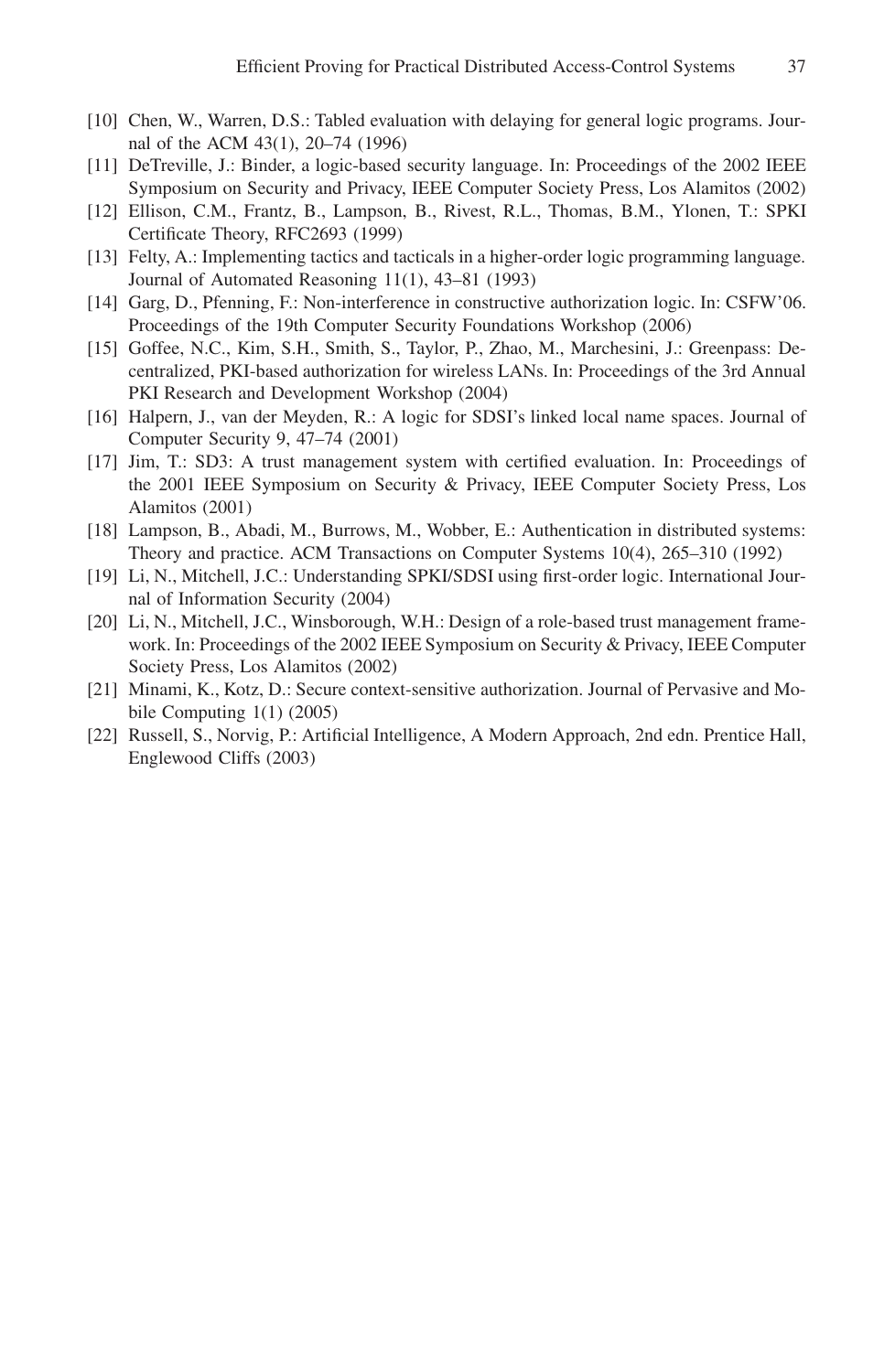[10] Chen, W., Warren, D.S.: Tabled evaluation with delaying for general logic programs. Journal of the ACM 43(1), 20–74 (1996)

[11] DeTreville, J.: Binder, a logic-based security language. In: Proceedings of the 2002 IEEE Symposium on Security and Privacy, IEEE Computer Society Press, Los Alamitos (2002)

[12] Ellison, C.M., Frantz, B., Lampson, B., Rivest, R.L., Thomas, B.M., Ylonen, T.: SPKI Certificate Theory, RFC2693 (1999)

[13] Felty, A.: Implementing tactics and tacticals in a higher-order logic programming language. Journal of Automated Reasoning 11(1), 43–81 (1993)

[14] Garg, D., Pfenning, F.: Non-interference in constructive authorization logic. In: CSFW'06. Proceedings of the 19th Computer Security Foundations Workshop (2006)

[15] Goffee, N.C., Kim, S.H., Smith, S., Taylor, P., Zhao, M., Marchesini, J.: Greenpass: Decentralized, PKI-based authorization for wireless LANs. In: Proceedings of the 3rd Annual PKI Research and Development Workshop (2004)

[16] Halpern, J., van der Meyden, R.: A logic for SDSI's linked local name spaces. Journal of Computer Security 9, 47–74 (2001)

[17] Jim, T.: SD3: A trust management system with certified evaluation. In: Proceedings of the 2001 IEEE Symposium on Security & Privacy, IEEE Computer Society Press, Los Alamitos (2001)

[18] Lampson, B., Abadi, M., Burrows, M., Wobber, E.: Authentication in distributed systems: Theory and practice. ACM Transactions on Computer Systems 10(4), 265–310 (1992)

[19] Li, N., Mitchell, J.C.: Understanding SPKI/SDSI using first-order logic. International Journal of Information Security (2004)

[20] Li, N., Mitchell, J.C., Winsborough, W.H.: Design of a role-based trust management framework. In: Proceedings of the 2002 IEEE Symposium on Security & Privacy, IEEE Computer Society Press, Los Alamitos (2002)

[21] Minami, K., Kotz, D.: Secure context-sensitive authorization. Journal of Pervasive and Mobile Computing 1(1) (2005)

[22] Russell, S., Norvig, P.: Artificial Intelligence, A Modern Approach, 2nd edn. Prentice Hall, Englewood Cliffs (2003)